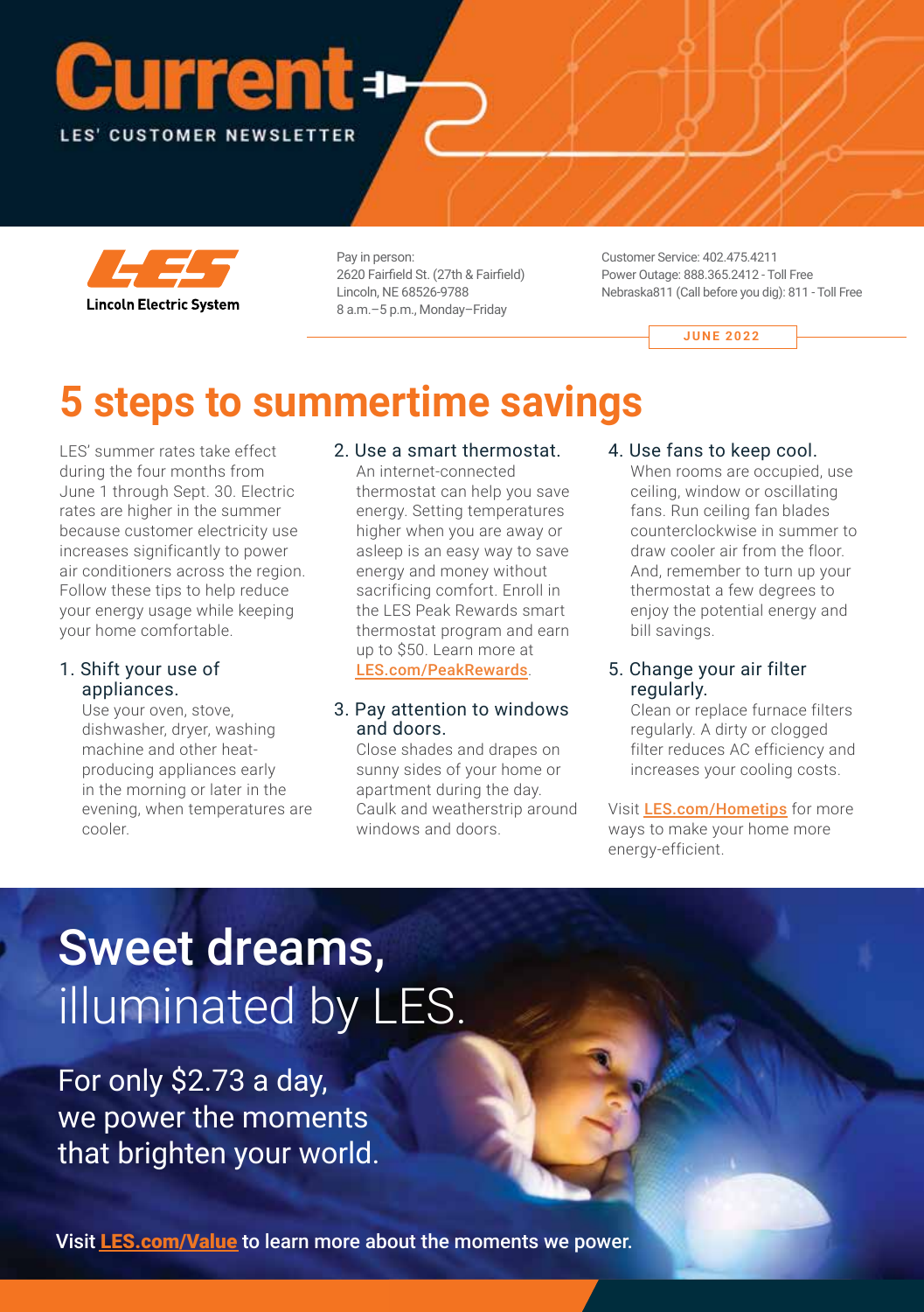# Current

LES' CUSTOMER NEWSLETTER

Lincoln Electric System

Pay in person:
2620 Fairfield St. (27th & Fairfield)
Lincoln, NE 68526-9788
8 a.m.–5 p.m., Monday–Friday

Customer Service: 402.475.4211
Power Outage: 888.365.2412 - Toll Free
Nebraska811 (Call before you dig): 811 - Toll Free

JUNE 2022

## 5 steps to summertime savings

LES' summer rates take effect during the four months from June 1 through Sept. 30. Electric rates are higher in the summer because customer electricity use increases significantly to power air conditioners across the region. Follow these tips to help reduce your energy usage while keeping your home comfortable.

1. Shift your use of appliances.
   Use your oven, stove, dishwasher, dryer, washing machine and other heat-producing appliances early in the morning or later in the evening, when temperatures are cooler.

2. Use a smart thermostat.
   An internet-connected thermostat can help you save energy. Setting temperatures higher when you are away or asleep is an easy way to save energy and money without sacrificing comfort. Enroll in the LES Peak Rewards smart thermostat program and earn up to $50. Learn more at LES.com/PeakRewards.

3. Pay attention to windows and doors.
   Close shades and drapes on sunny sides of your home or apartment during the day. Caulk and weatherstrip around windows and doors.

4. Use fans to keep cool.
   When rooms are occupied, use ceiling, window or oscillating fans. Run ceiling fan blades counterclockwise in summer to draw cooler air from the floor. And, remember to turn up your thermostat a few degrees to enjoy the potential energy and bill savings.

5. Change your air filter regularly.
   Clean or replace furnace filters regularly. A dirty or clogged filter reduces AC efficiency and increases your cooling costs.

Visit LES.com/Hometips for more ways to make your home more energy-efficient.

## Sweet dreams, illuminated by LES.

For only $2.73 a day, we power the moments that brighten your world.

Visit LES.com/Value to learn more about the moments we power.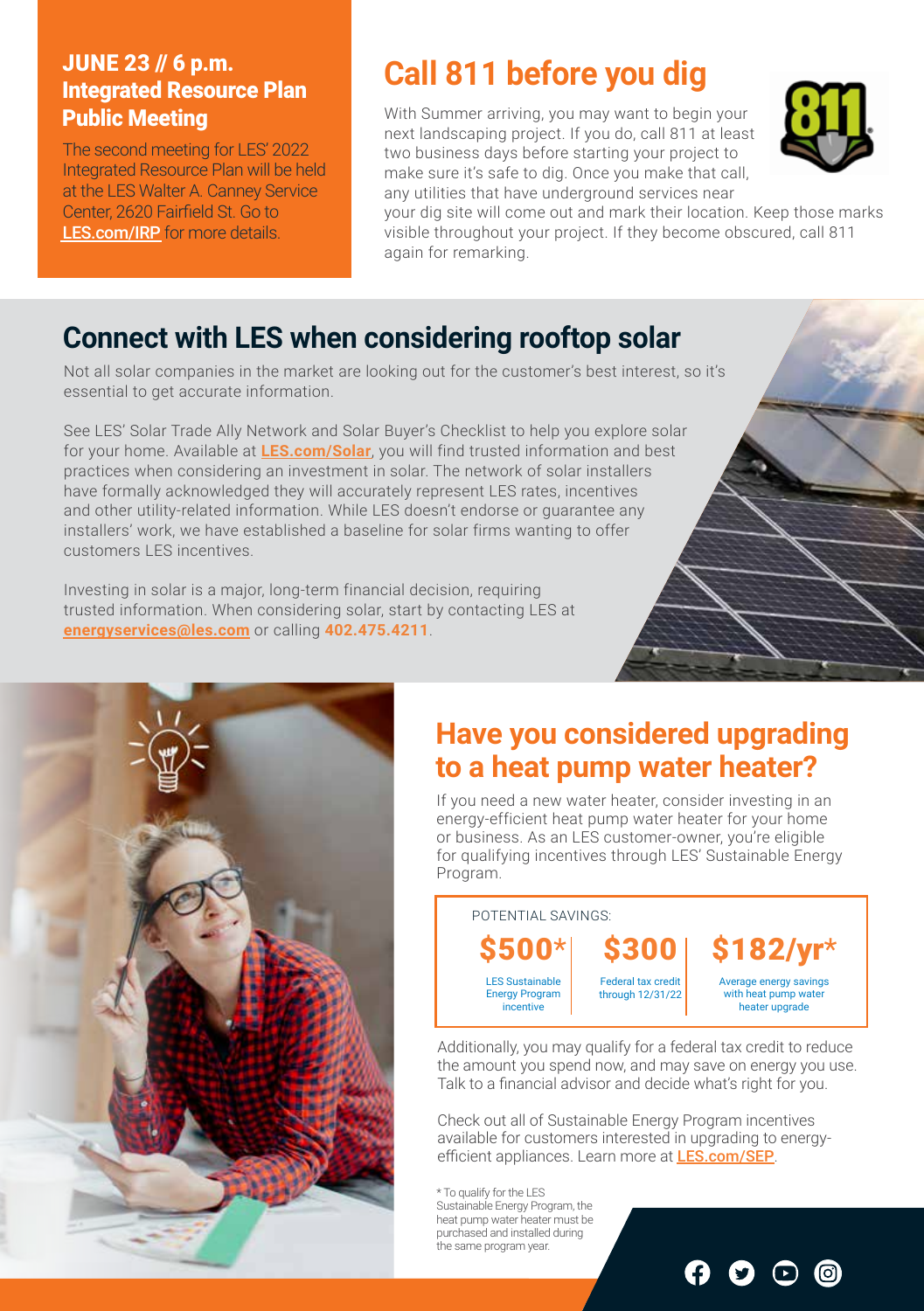## JUNE 23 // 6 p.m. Integrated Resource Plan Public Meeting

The second meeting for LES' 2022 Integrated Resource Plan will be held at the LES Walter A. Canney Service Center, 2620 Fairfield St. Go to LES.com/IRP for more details.

## Call 811 before you dig

With Summer arriving, you may want to begin your next landscaping project. If you do, call 811 at least two business days before starting your project to make sure it's safe to dig. Once you make that call, any utilities that have underground services near your dig site will come out and mark their location. Keep those marks visible throughout your project. If they become obscured, call 811 again for remarking.

## Connect with LES when considering rooftop solar

Not all solar companies in the market are looking out for the customer's best interest, so it's essential to get accurate information.

See LES' Solar Trade Ally Network and Solar Buyer's Checklist to help you explore solar for your home. Available at **LES.com/Solar**, you will find trusted information and best practices when considering an investment in solar. The network of solar installers have formally acknowledged they will accurately represent LES rates, incentives and other utility-related information. While LES doesn't endorse or guarantee any installers' work, we have established a baseline for solar firms wanting to offer customers LES incentives.

Investing in solar is a major, long-term financial decision, requiring trusted information. When considering solar, start by contacting LES at **energyservices@les.com** or calling **402.475.4211**.

## Have you considered upgrading to a heat pump water heater?

If you need a new water heater, consider investing in an energy-efficient heat pump water heater for your home or business. As an LES customer-owner, you're eligible for qualifying incentives through LES' Sustainable Energy Program.

POTENTIAL SAVINGS:

| | | |
|---|---|---|
| **$500*** | **$300** | **$182/yr*** |
| LES Sustainable Energy Program incentive | Federal tax credit through 12/31/22 | Average energy savings with heat pump water heater upgrade |

Additionally, you may qualify for a federal tax credit to reduce the amount you spend now, and may save on energy you use. Talk to a financial advisor and decide what's right for you.

Check out all of Sustainable Energy Program incentives available for customers interested in upgrading to energy-efficient appliances. Learn more at LES.com/SEP.

* To qualify for the LES Sustainable Energy Program, the heat pump water heater must be purchased and installed during the same program year.